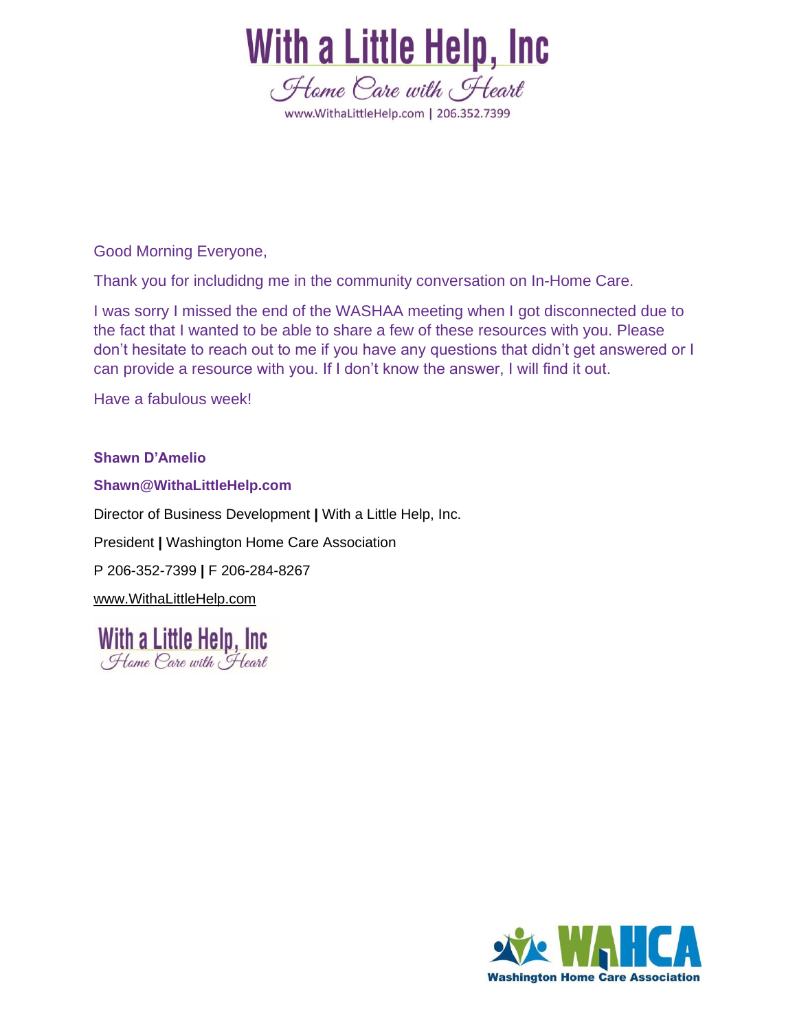# With a Little Help, Inc

*Home Care with Heart*

www.WithaLittleHelp.com | 206.352.7399

Good Morning Everyone,

Thank you for includidng me in the community conversation on In-Home Care.

I was sorry I missed the end of the WASHAA meeting when I got disconnected due to the fact that I wanted to be able to share a few of these resources with you. Please don't hesitate to reach out to me if you have any questions that didn't get answered or I can provide a resource with you. If I don't know the answer, I will find it out.

Have a fabulous week!

**Shawn D'Amelio**

**Shawn@WithaLittleHelp.com**

Director of Business Development **|** With a Little Help, Inc.

President **|** Washington Home Care Association

P 206-352-7399 **|** F 206-284-8267

www.WithaLittleHelp.com

With a Little Help, Inc
*Home Care with Heart*

WAHCA
Washington Home Care Association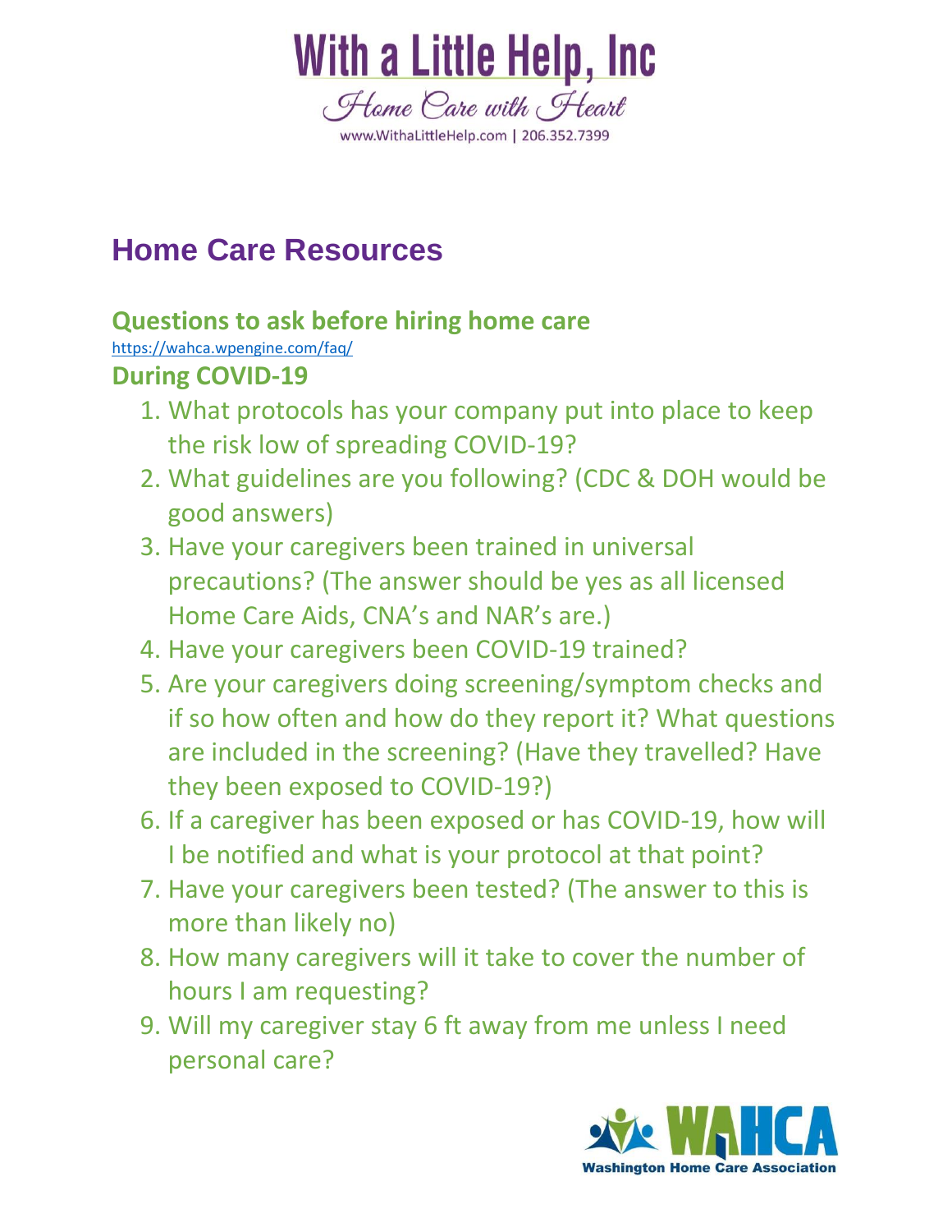# With a Little Help, Inc

*Home Care with Heart*

www.WithaLittleHelp.com | 206.352.7399

## Home Care Resources

### Questions to ask before hiring home care

https://wahca.wpengine.com/faq/

### During COVID-19

1. What protocols has your company put into place to keep the risk low of spreading COVID-19?
2. What guidelines are you following? (CDC & DOH would be good answers)
3. Have your caregivers been trained in universal precautions? (The answer should be yes as all licensed Home Care Aids, CNA's and NAR's are.)
4. Have your caregivers been COVID-19 trained?
5. Are your caregivers doing screening/symptom checks and if so how often and how do they report it? What questions are included in the screening? (Have they travelled? Have they been exposed to COVID-19?)
6. If a caregiver has been exposed or has COVID-19, how will I be notified and what is your protocol at that point?
7. Have your caregivers been tested? (The answer to this is more than likely no)
8. How many caregivers will it take to cover the number of hours I am requesting?
9. Will my caregiver stay 6 ft away from me unless I need personal care?

WAHCA Washington Home Care Association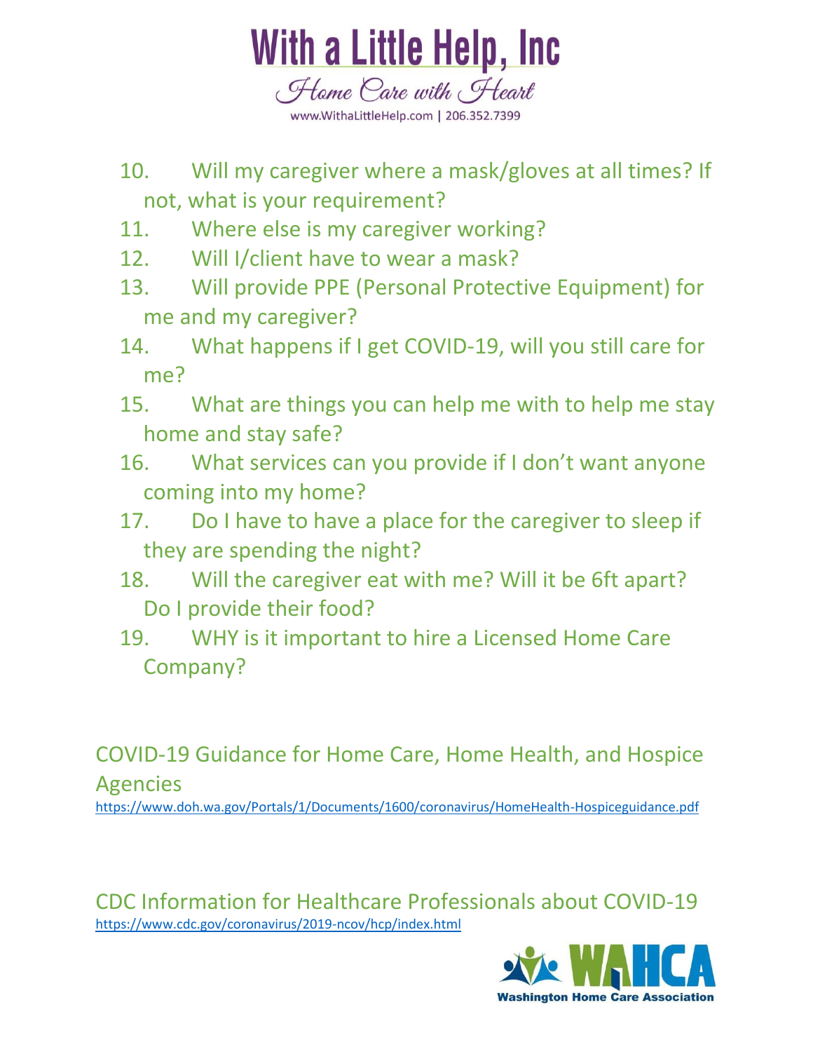10. Will my caregiver where a mask/gloves at all times? If not, what is your requirement?
11. Where else is my caregiver working?
12. Will I/client have to wear a mask?
13. Will provide PPE (Personal Protective Equipment) for me and my caregiver?
14. What happens if I get COVID-19, will you still care for me?
15. What are things you can help me with to help me stay home and stay safe?
16. What services can you provide if I don't want anyone coming into my home?
17. Do I have to have a place for the caregiver to sleep if they are spending the night?
18. Will the caregiver eat with me? Will it be 6ft apart? Do I provide their food?
19. WHY is it important to hire a Licensed Home Care Company?

COVID-19 Guidance for Home Care, Home Health, and Hospice Agencies
https://www.doh.wa.gov/Portals/1/Documents/1600/coronavirus/HomeHealth-Hospiceguidance.pdf

CDC Information for Healthcare Professionals about COVID-19
https://www.cdc.gov/coronavirus/2019-ncov/hcp/index.html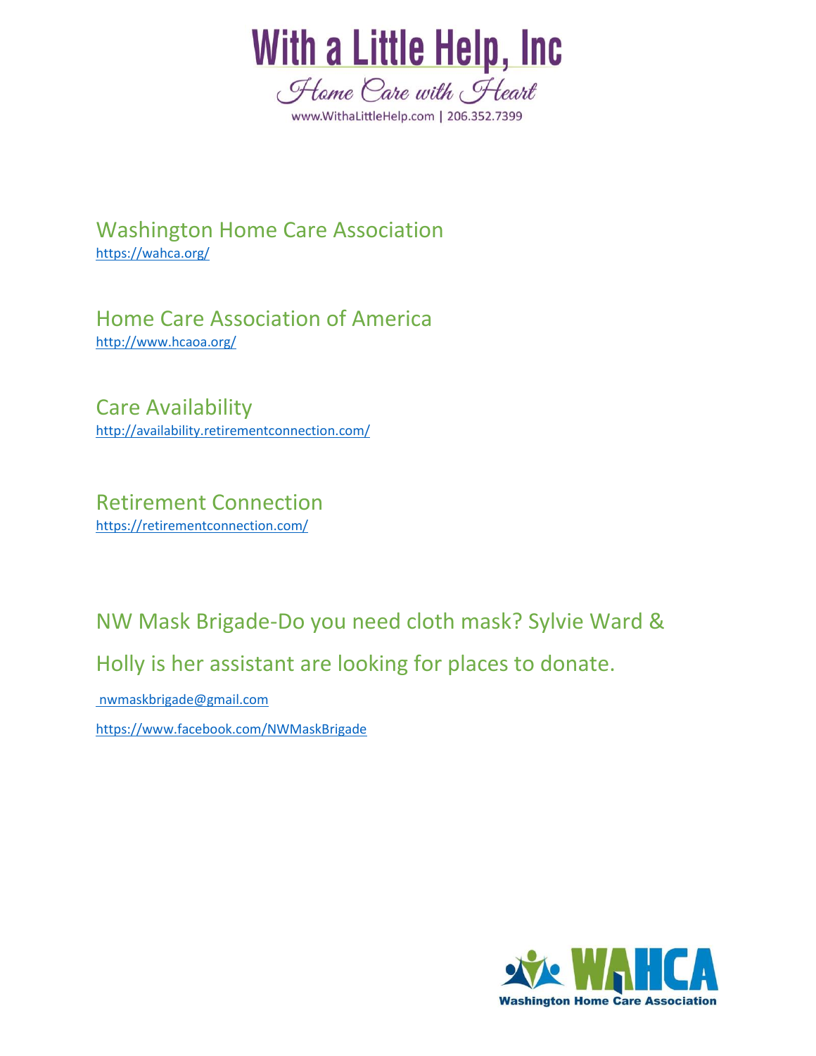# With a Little Help, Inc

*Home Care with Heart*

www.WithaLittleHelp.com | 206.352.7399

## Washington Home Care Association

https://wahca.org/

## Home Care Association of America

http://www.hcaoa.org/

## Care Availability

http://availability.retirementconnection.com/

## Retirement Connection

https://retirementconnection.com/

## NW Mask Brigade-Do you need cloth mask? Sylvie Ward & Holly is her assistant are looking for places to donate.

nwmaskbrigade@gmail.com

https://www.facebook.com/NWMaskBrigade

WAHCA

Washington Home Care Association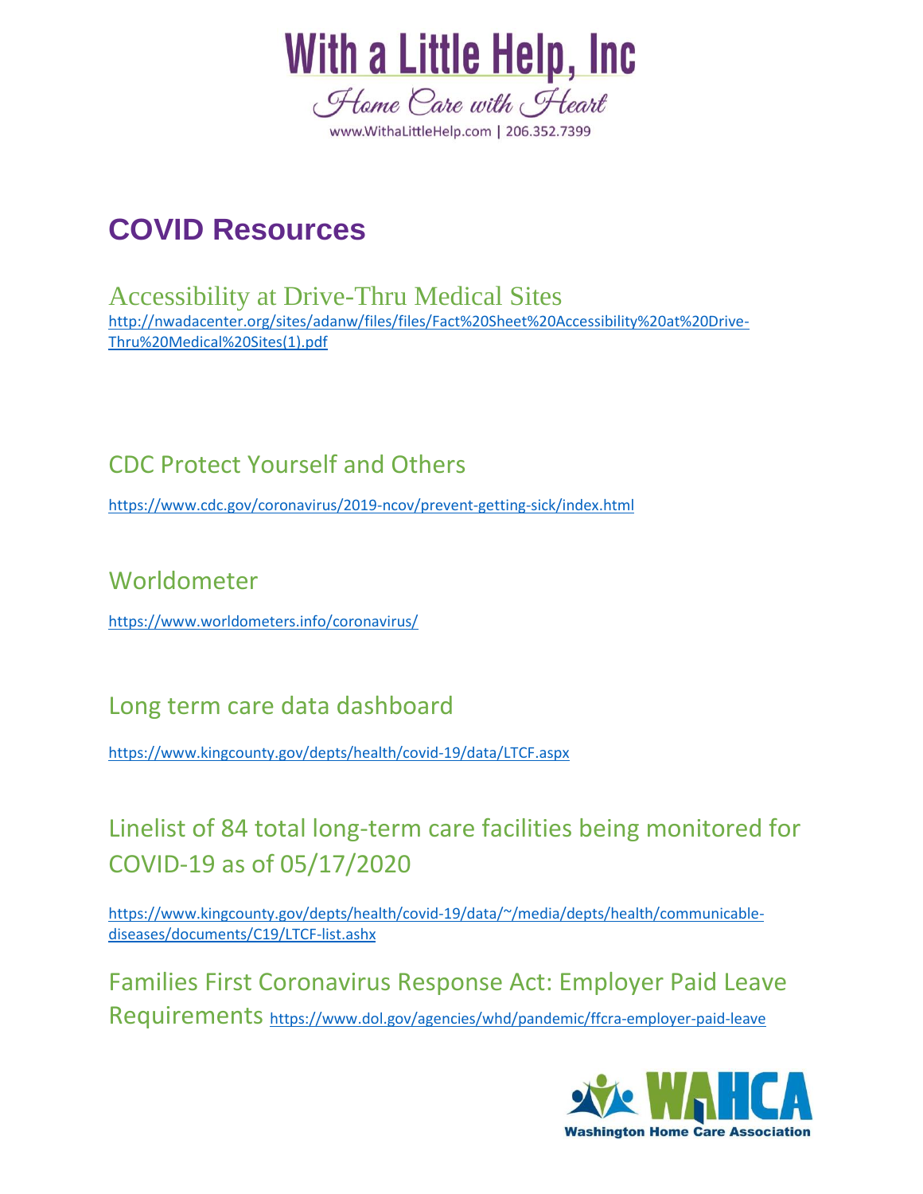# COVID Resources

## Accessibility at Drive-Thru Medical Sites

http://nwadacenter.org/sites/adanw/files/files/Fact%20Sheet%20Accessibility%20at%20Drive-Thru%20Medical%20Sites(1).pdf

## CDC Protect Yourself and Others

https://www.cdc.gov/coronavirus/2019-ncov/prevent-getting-sick/index.html

## Worldometer

https://www.worldometers.info/coronavirus/

## Long term care data dashboard

https://www.kingcounty.gov/depts/health/covid-19/data/LTCF.aspx

## Linelist of 84 total long-term care facilities being monitored for COVID-19 as of 05/17/2020

https://www.kingcounty.gov/depts/health/covid-19/data/~/media/depts/health/communicable-diseases/documents/C19/LTCF-list.ashx

## Families First Coronavirus Response Act: Employer Paid Leave Requirements

https://www.dol.gov/agencies/whd/pandemic/ffcra-employer-paid-leave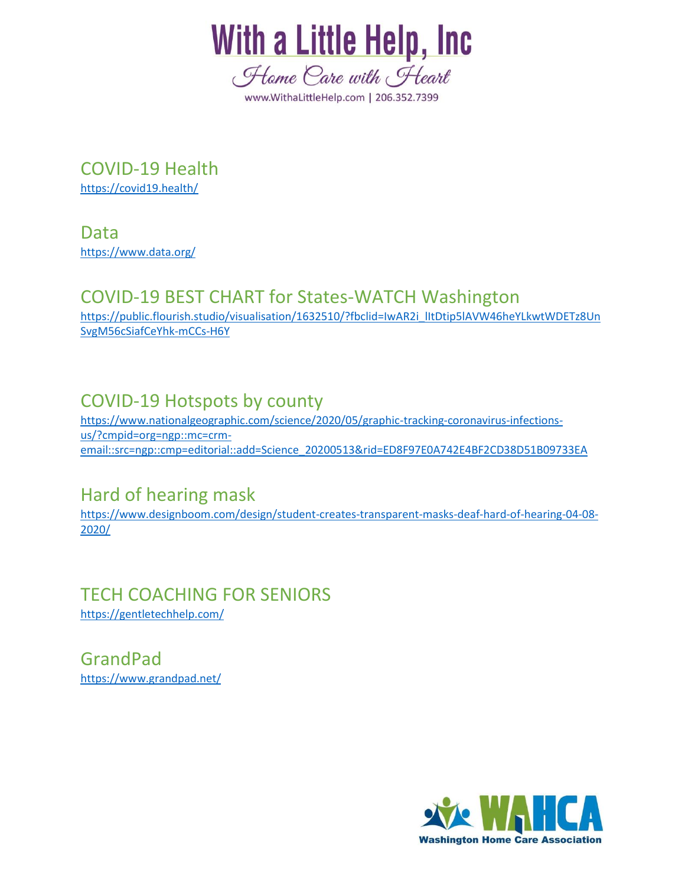## COVID-19 Health

https://covid19.health/

## Data

https://www.data.org/

## COVID-19 BEST CHART for States-WATCH Washington

https://public.flourish.studio/visualisation/1632510/?fbclid=IwAR2i_lItDtip5lAVW46heYLkwtWDETz8UnSvgM56cSiafCeYhk-mCCs-H6Y

## COVID-19 Hotspots by county

https://www.nationalgeographic.com/science/2020/05/graphic-tracking-coronavirus-infections-us/?cmpid=org=ngp::mc=crm-email::src=ngp::cmp=editorial::add=Science_20200513&rid=ED8F97E0A742E4BF2CD38D51B09733EA

## Hard of hearing mask

https://www.designboom.com/design/student-creates-transparent-masks-deaf-hard-of-hearing-04-08-2020/

## TECH COACHING FOR SENIORS

https://gentletechhelp.com/

## GrandPad

https://www.grandpad.net/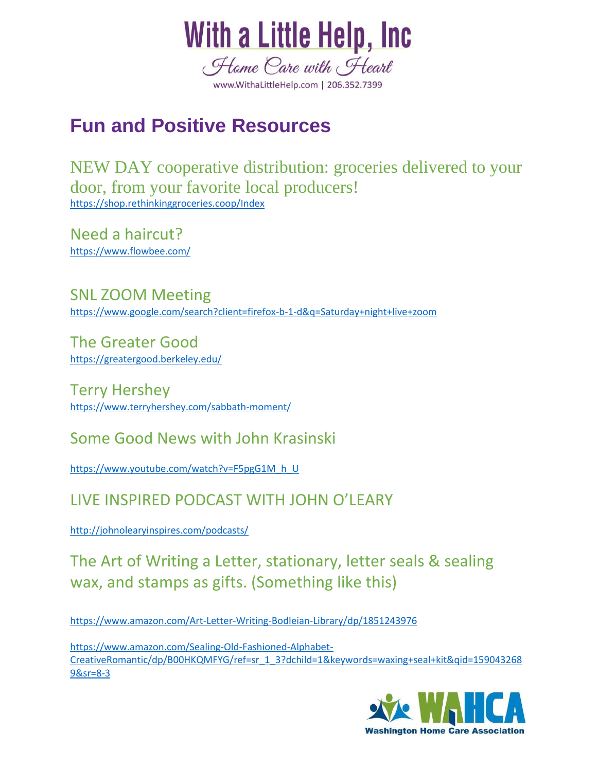# Fun and Positive Resources

NEW DAY cooperative distribution: groceries delivered to your door, from your favorite local producers!
https://shop.rethinkinggroceries.coop/Index

Need a haircut?
https://www.flowbee.com/

SNL ZOOM Meeting
https://www.google.com/search?client=firefox-b-1-d&q=Saturday+night+live+zoom

The Greater Good
https://greatergood.berkeley.edu/

Terry Hershey
https://www.terryhershey.com/sabbath-moment/

Some Good News with John Krasinski

https://www.youtube.com/watch?v=F5pgG1M_h_U

LIVE INSPIRED PODCAST WITH JOHN O'LEARY

http://johnolearyinspires.com/podcasts/

The Art of Writing a Letter, stationary, letter seals & sealing wax, and stamps as gifts. (Something like this)

https://www.amazon.com/Art-Letter-Writing-Bodleian-Library/dp/1851243976

https://www.amazon.com/Sealing-Old-Fashioned-Alphabet-CreativeRomantic/dp/B00HKQMFYG/ref=sr_1_3?dchild=1&keywords=waxing+seal+kit&qid=1590432689&sr=8-3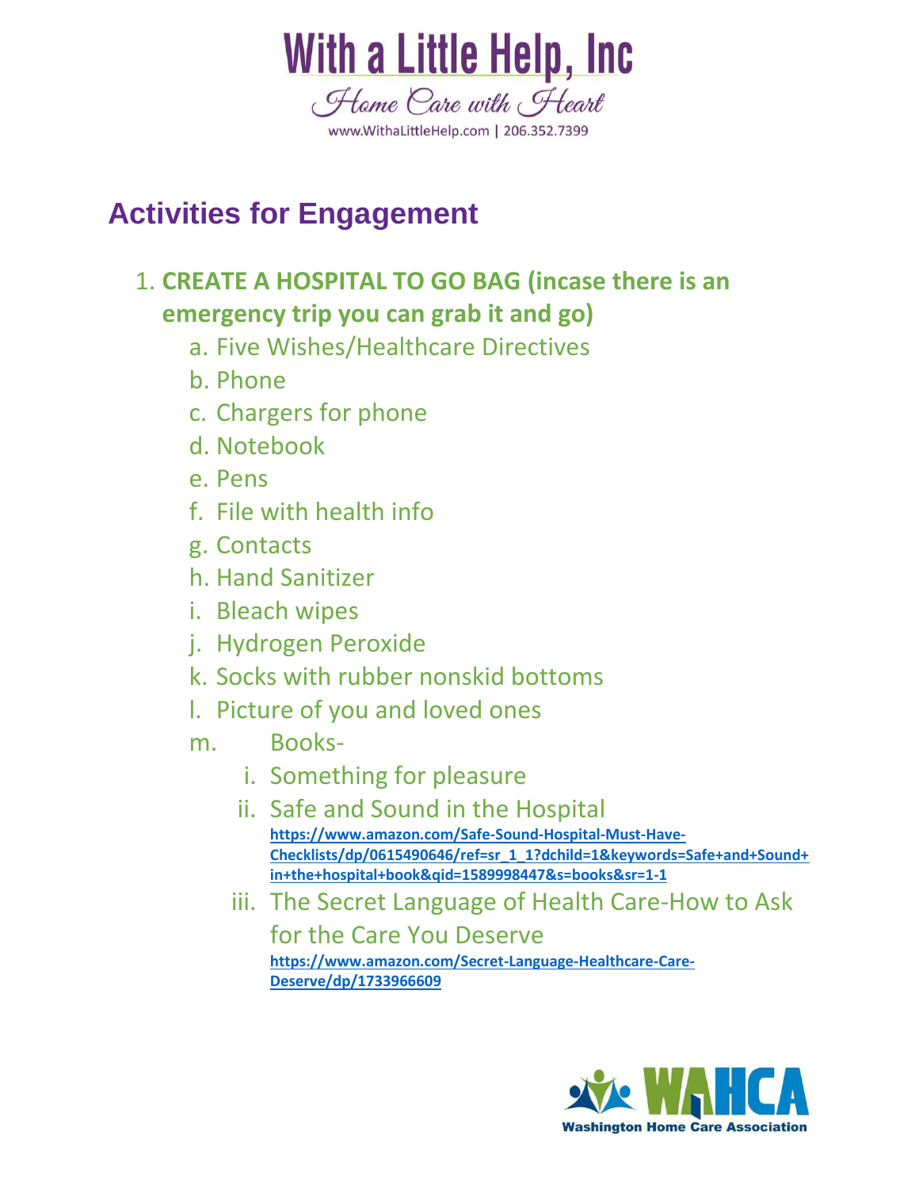# With a Little Help, Inc

*Home Care with Heart*

www.WithaLittleHelp.com | 206.352.7399

## Activities for Engagement

1. **CREATE A HOSPITAL TO GO BAG (incase there is an emergency trip you can grab it and go)**
   a. Five Wishes/Healthcare Directives
   b. Phone
   c. Chargers for phone
   d. Notebook
   e. Pens
   f. File with health info
   g. Contacts
   h. Hand Sanitizer
   i. Bleach wipes
   j. Hydrogen Peroxide
   k. Socks with rubber nonskid bottoms
   l. Picture of you and loved ones
   m. Books-
      i. Something for pleasure
      ii. Safe and Sound in the Hospital **https://www.amazon.com/Safe-Sound-Hospital-Must-Have-Checklists/dp/0615490646/ref=sr_1_1?dchild=1&keywords=Safe+and+Sound+in+the+hospital+book&qid=1589998447&s=books&sr=1-1**
      iii. The Secret Language of Health Care-How to Ask for the Care You Deserve **https://www.amazon.com/Secret-Language-Healthcare-Care-Deserve/dp/1733966609**

WAHCA Washington Home Care Association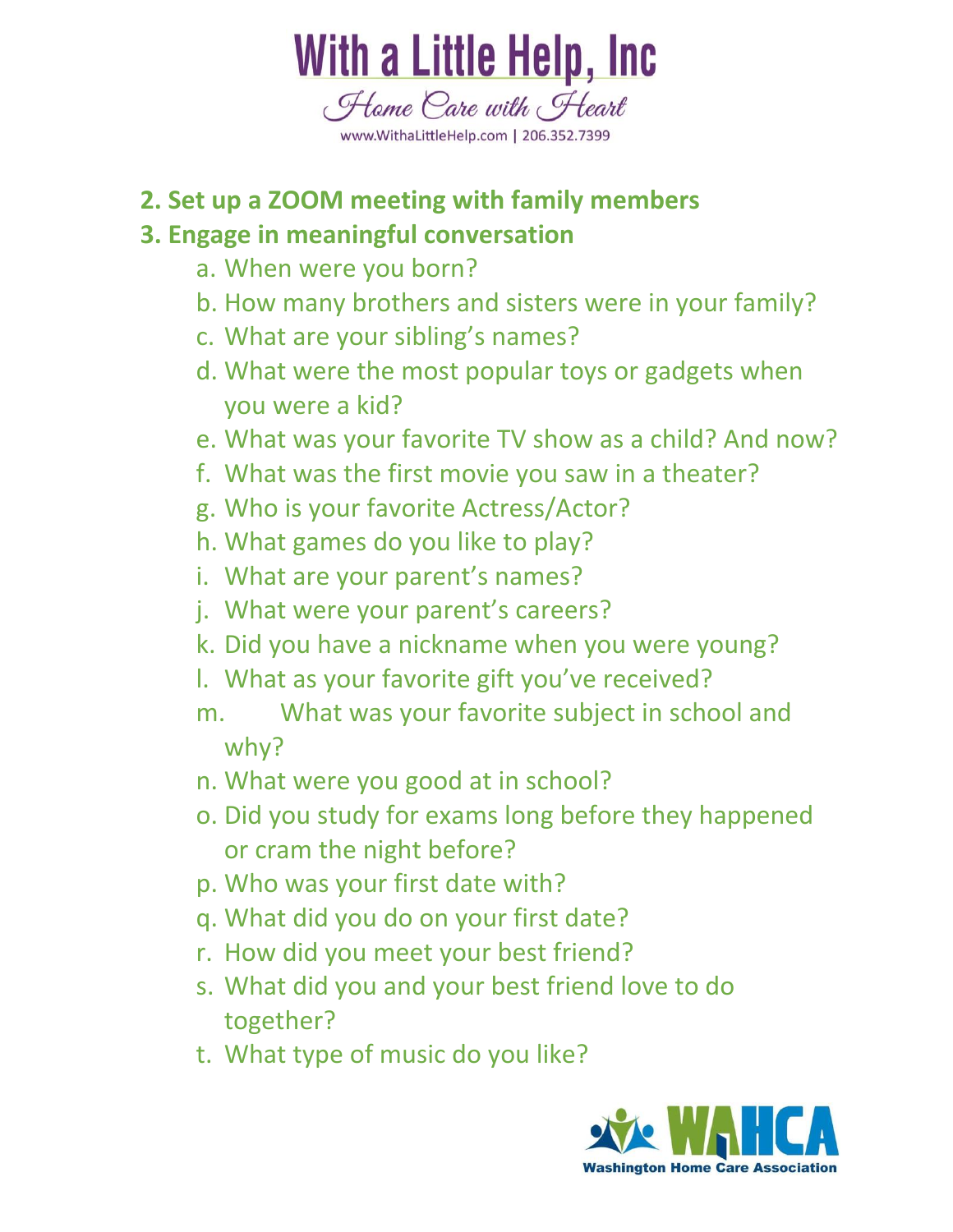**2. Set up a ZOOM meeting with family members**

**3. Engage in meaningful conversation**

a. When were you born?
b. How many brothers and sisters were in your family?
c. What are your sibling's names?
d. What were the most popular toys or gadgets when you were a kid?
e. What was your favorite TV show as a child? And now?
f. What was the first movie you saw in a theater?
g. Who is your favorite Actress/Actor?
h. What games do you like to play?
i. What are your parent's names?
j. What were your parent's careers?
k. Did you have a nickname when you were young?
l. What as your favorite gift you've received?
m. What was your favorite subject in school and why?
n. What were you good at in school?
o. Did you study for exams long before they happened or cram the night before?
p. Who was your first date with?
q. What did you do on your first date?
r. How did you meet your best friend?
s. What did you and your best friend love to do together?
t. What type of music do you like?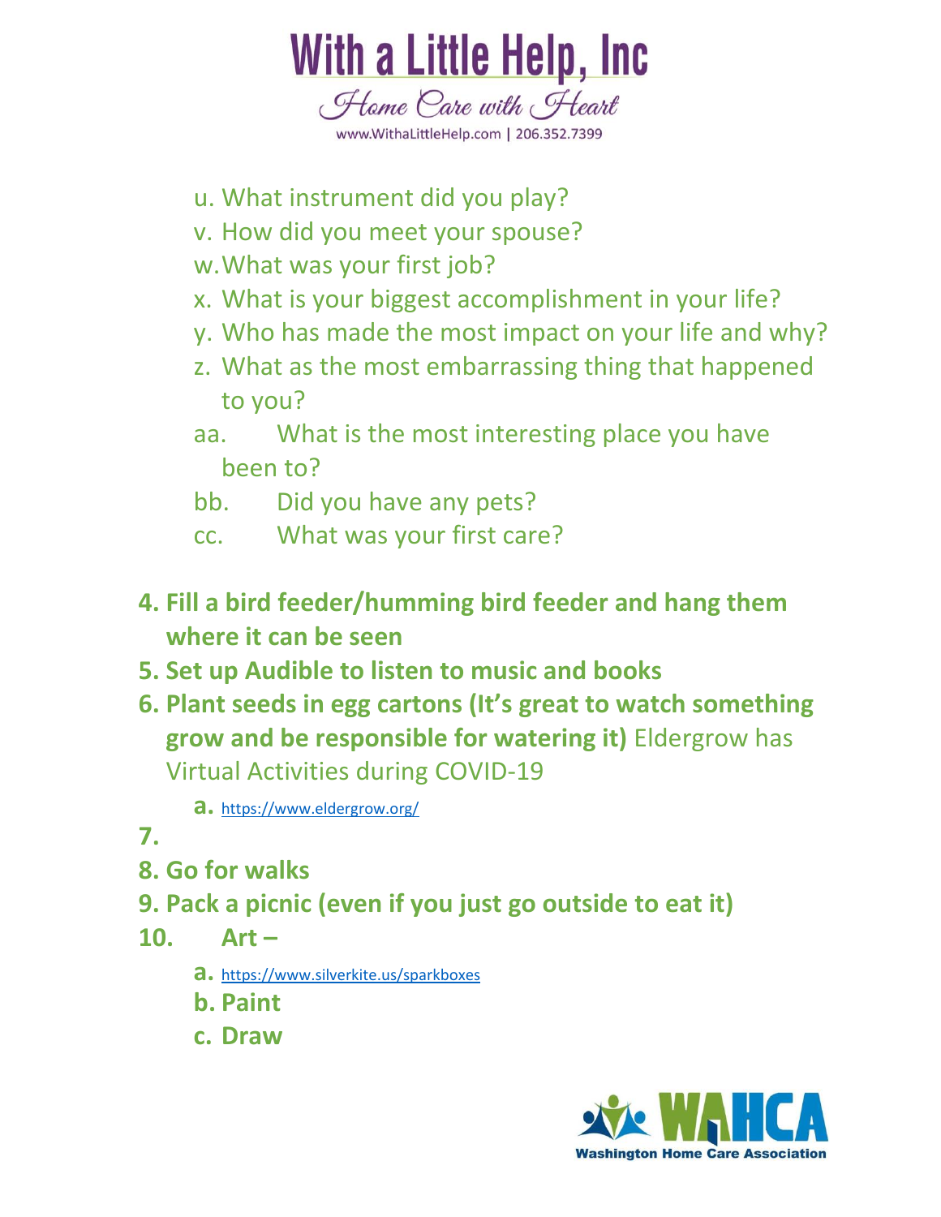u. What instrument did you play?
v. How did you meet your spouse?
w. What was your first job?
x. What is your biggest accomplishment in your life?
y. Who has made the most impact on your life and why?
z. What as the most embarrassing thing that happened to you?
aa. What is the most interesting place you have been to?
bb. Did you have any pets?
cc. What was your first care?

4. **Fill a bird feeder/humming bird feeder and hang them where it can be seen**
5. **Set up Audible to listen to music and books**
6. **Plant seeds in egg cartons (It's great to watch something grow and be responsible for watering it)** Eldergrow has Virtual Activities during COVID-19
    a. https://www.eldergrow.org/
7. 
8. **Go for walks**
9. **Pack a picnic (even if you just go outside to eat it)**
10. **Art –**
    a. https://www.silverkite.us/sparkboxes
    b. **Paint**
    c. **Draw**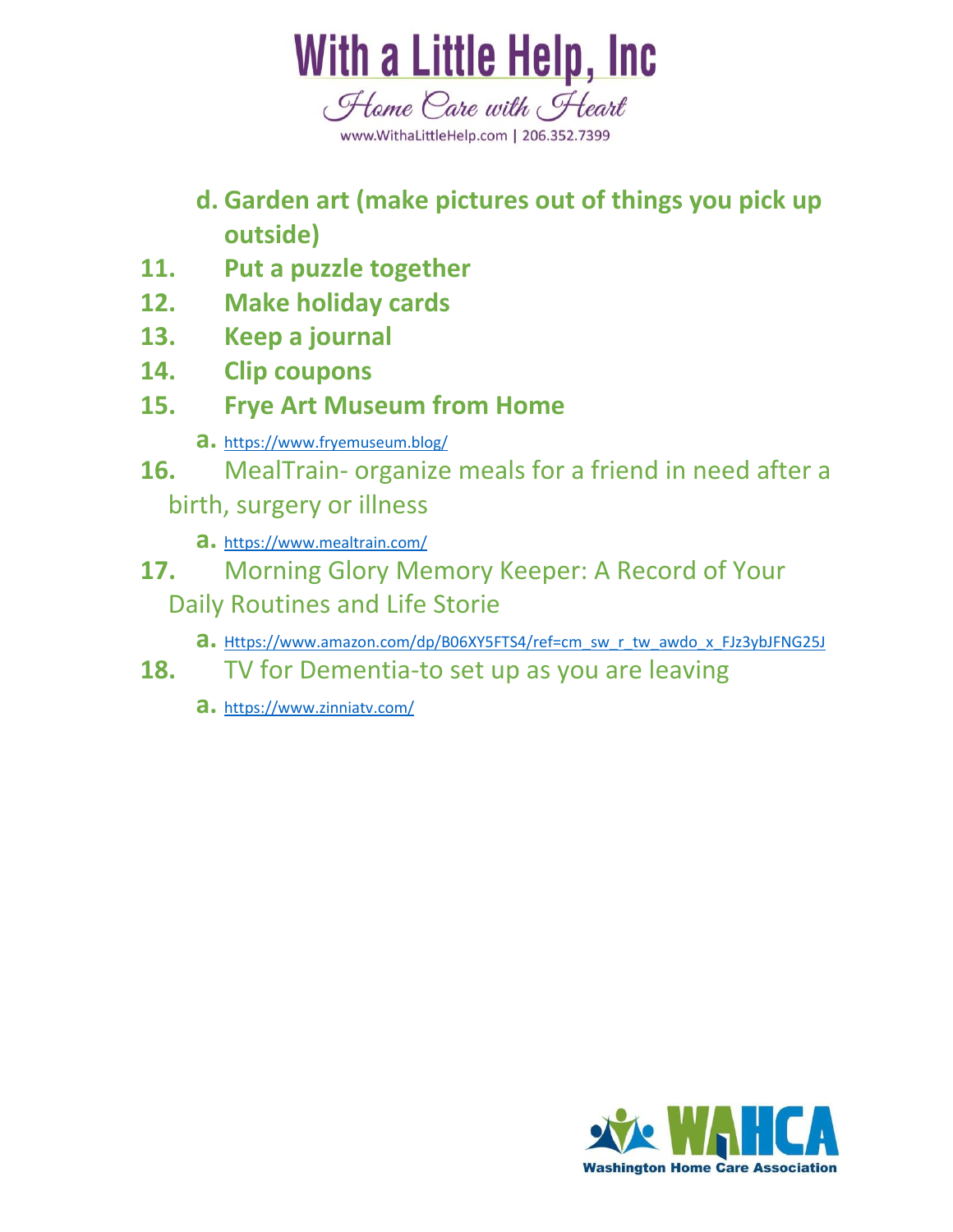d. **Garden art (make pictures out of things you pick up outside)**

11. **Put a puzzle together**
12. **Make holiday cards**
13. **Keep a journal**
14. **Clip coupons**
15. **Frye Art Museum from Home**
    a. https://www.fryemuseum.blog/
16. MealTrain- organize meals for a friend in need after a birth, surgery or illness
    a. https://www.mealtrain.com/
17. Morning Glory Memory Keeper: A Record of Your Daily Routines and Life Storie
    a. Https://www.amazon.com/dp/B06XY5FTS4/ref=cm_sw_r_tw_awdo_x_FJz3ybJFNG25J
18. TV for Dementia-to set up as you are leaving
    a. https://www.zinniatv.com/